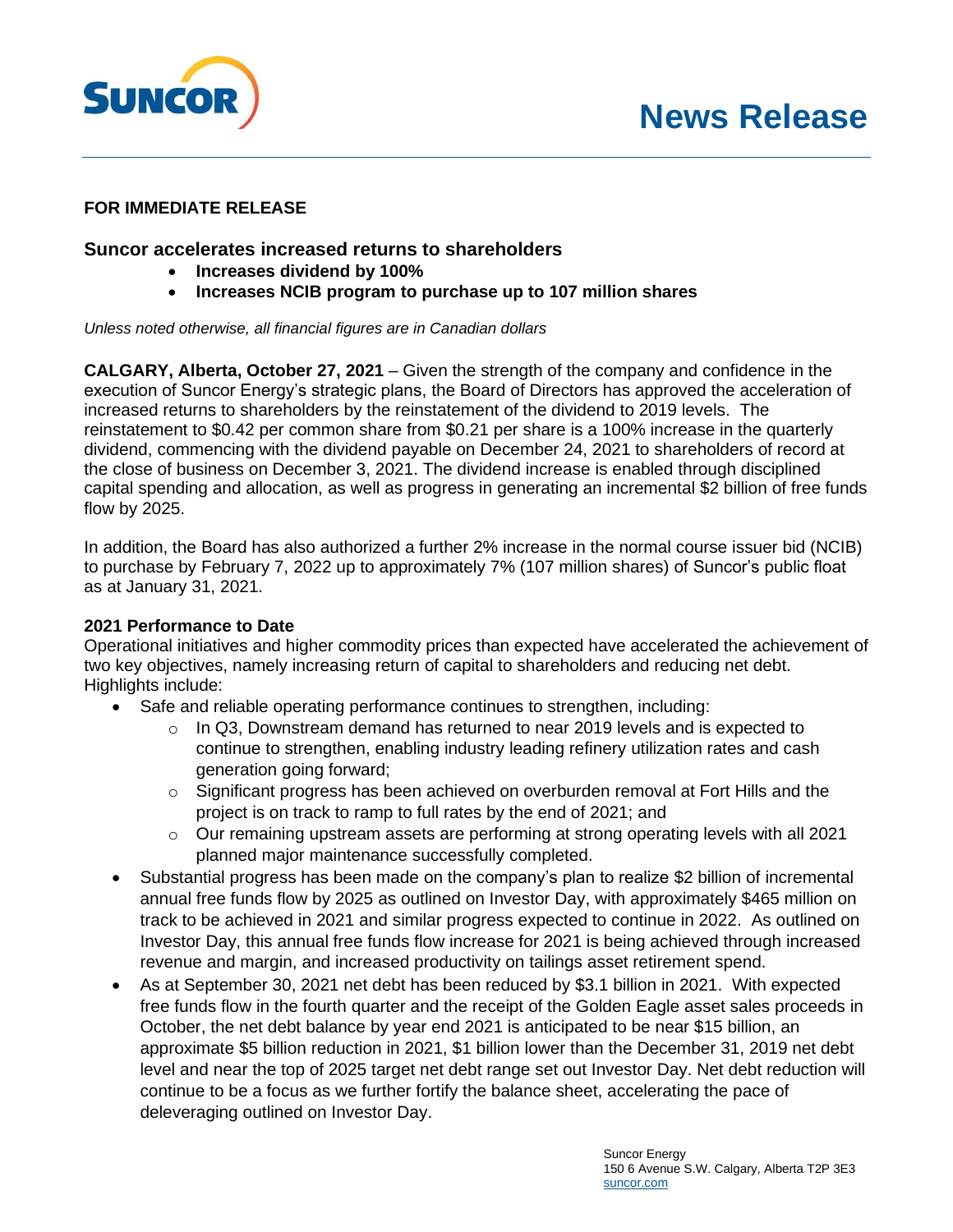**News Release**

**FOR IMMEDIATE RELEASE**

## Suncor accelerates increased returns to shareholders

- **Increases dividend by 100%**
- **Increases NCIB program to purchase up to 107 million shares**

*Unless noted otherwise, all financial figures are in Canadian dollars*

**CALGARY, Alberta, October 27, 2021** – Given the strength of the company and confidence in the execution of Suncor Energy's strategic plans, the Board of Directors has approved the acceleration of increased returns to shareholders by the reinstatement of the dividend to 2019 levels. The reinstatement to $0.42 per common share from $0.21 per share is a 100% increase in the quarterly dividend, commencing with the dividend payable on December 24, 2021 to shareholders of record at the close of business on December 3, 2021. The dividend increase is enabled through disciplined capital spending and allocation, as well as progress in generating an incremental $2 billion of free funds flow by 2025.

In addition, the Board has also authorized a further 2% increase in the normal course issuer bid (NCIB) to purchase by February 7, 2022 up to approximately 7% (107 million shares) of Suncor's public float as at January 31, 2021.

**2021 Performance to Date**

Operational initiatives and higher commodity prices than expected have accelerated the achievement of two key objectives, namely increasing return of capital to shareholders and reducing net debt. Highlights include:

- Safe and reliable operating performance continues to strengthen, including:
  - In Q3, Downstream demand has returned to near 2019 levels and is expected to continue to strengthen, enabling industry leading refinery utilization rates and cash generation going forward;
  - Significant progress has been achieved on overburden removal at Fort Hills and the project is on track to ramp to full rates by the end of 2021; and
  - Our remaining upstream assets are performing at strong operating levels with all 2021 planned major maintenance successfully completed.
- Substantial progress has been made on the company's plan to realize $2 billion of incremental annual free funds flow by 2025 as outlined on Investor Day, with approximately $465 million on track to be achieved in 2021 and similar progress expected to continue in 2022. As outlined on Investor Day, this annual free funds flow increase for 2021 is being achieved through increased revenue and margin, and increased productivity on tailings asset retirement spend.
- As at September 30, 2021 net debt has been reduced by $3.1 billion in 2021. With expected free funds flow in the fourth quarter and the receipt of the Golden Eagle asset sales proceeds in October, the net debt balance by year end 2021 is anticipated to be near $15 billion, an approximate $5 billion reduction in 2021, $1 billion lower than the December 31, 2019 net debt level and near the top of 2025 target net debt range set out Investor Day. Net debt reduction will continue to be a focus as we further fortify the balance sheet, accelerating the pace of deleveraging outlined on Investor Day.

Suncor Energy
150 6 Avenue S.W. Calgary, Alberta T2P 3E3
suncor.com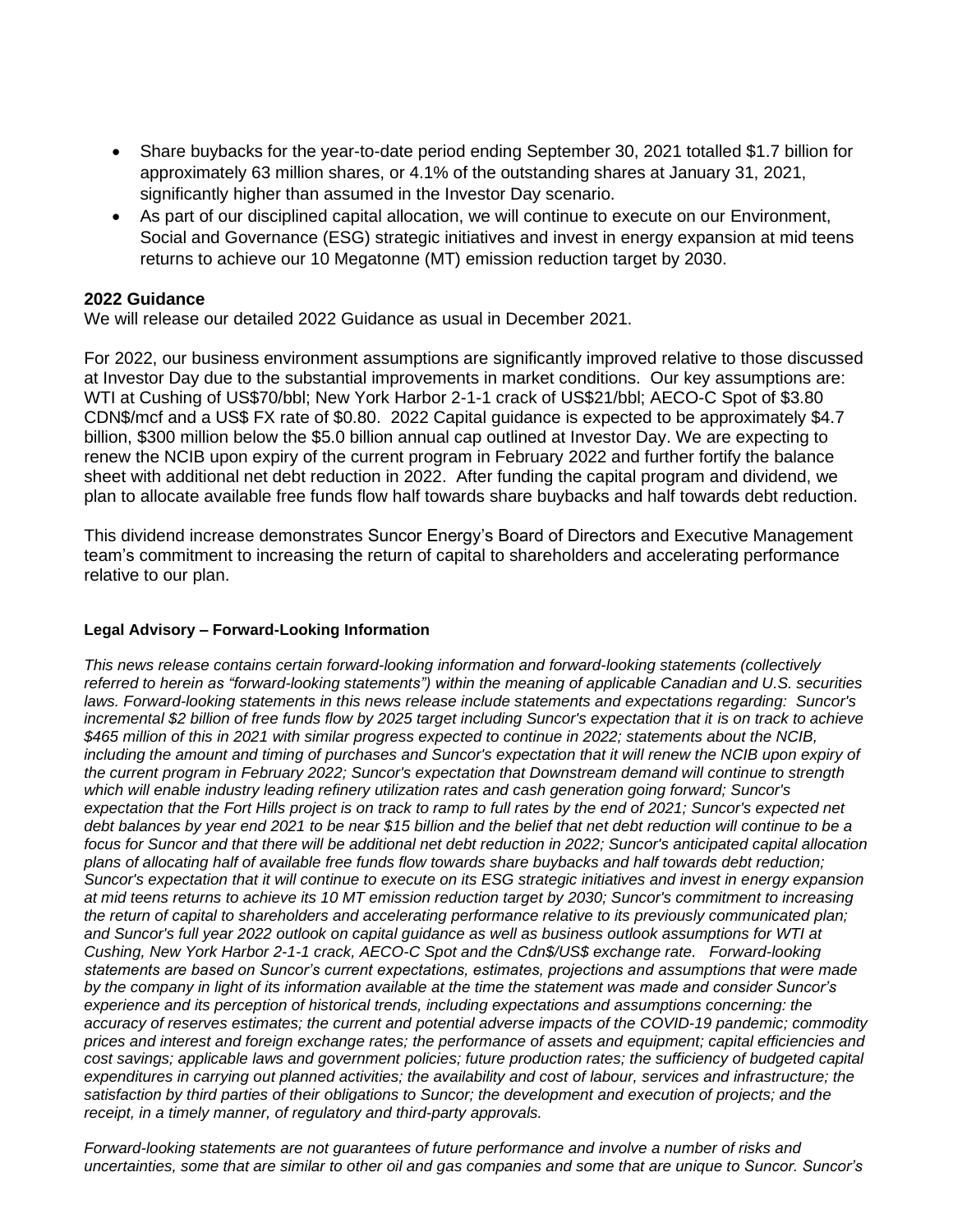- Share buybacks for the year-to-date period ending September 30, 2021 totalled $1.7 billion for approximately 63 million shares, or 4.1% of the outstanding shares at January 31, 2021, significantly higher than assumed in the Investor Day scenario.
- As part of our disciplined capital allocation, we will continue to execute on our Environment, Social and Governance (ESG) strategic initiatives and invest in energy expansion at mid teens returns to achieve our 10 Megatonne (MT) emission reduction target by 2030.

**2022 Guidance**

We will release our detailed 2022 Guidance as usual in December 2021.

For 2022, our business environment assumptions are significantly improved relative to those discussed at Investor Day due to the substantial improvements in market conditions. Our key assumptions are: WTI at Cushing of US$70/bbl; New York Harbor 2-1-1 crack of US$21/bbl; AECO-C Spot of $3.80 CDN$/mcf and a US$ FX rate of $0.80. 2022 Capital guidance is expected to be approximately $4.7 billion, $300 million below the $5.0 billion annual cap outlined at Investor Day. We are expecting to renew the NCIB upon expiry of the current program in February 2022 and further fortify the balance sheet with additional net debt reduction in 2022. After funding the capital program and dividend, we plan to allocate available free funds flow half towards share buybacks and half towards debt reduction.

This dividend increase demonstrates Suncor Energy's Board of Directors and Executive Management team's commitment to increasing the return of capital to shareholders and accelerating performance relative to our plan.

**Legal Advisory – Forward-Looking Information**

*This news release contains certain forward-looking information and forward-looking statements (collectively referred to herein as "forward-looking statements") within the meaning of applicable Canadian and U.S. securities laws. Forward-looking statements in this news release include statements and expectations regarding: Suncor's incremental $2 billion of free funds flow by 2025 target including Suncor's expectation that it is on track to achieve $465 million of this in 2021 with similar progress expected to continue in 2022; statements about the NCIB, including the amount and timing of purchases and Suncor's expectation that it will renew the NCIB upon expiry of the current program in February 2022; Suncor's expectation that Downstream demand will continue to strength which will enable industry leading refinery utilization rates and cash generation going forward; Suncor's expectation that the Fort Hills project is on track to ramp to full rates by the end of 2021; Suncor's expected net debt balances by year end 2021 to be near $15 billion and the belief that net debt reduction will continue to be a focus for Suncor and that there will be additional net debt reduction in 2022; Suncor's anticipated capital allocation plans of allocating half of available free funds flow towards share buybacks and half towards debt reduction; Suncor's expectation that it will continue to execute on its ESG strategic initiatives and invest in energy expansion at mid teens returns to achieve its 10 MT emission reduction target by 2030; Suncor's commitment to increasing the return of capital to shareholders and accelerating performance relative to its previously communicated plan; and Suncor's full year 2022 outlook on capital guidance as well as business outlook assumptions for WTI at Cushing, New York Harbor 2-1-1 crack, AECO-C Spot and the Cdn$/US$ exchange rate. Forward-looking statements are based on Suncor's current expectations, estimates, projections and assumptions that were made by the company in light of its information available at the time the statement was made and consider Suncor's experience and its perception of historical trends, including expectations and assumptions concerning: the accuracy of reserves estimates; the current and potential adverse impacts of the COVID-19 pandemic; commodity prices and interest and foreign exchange rates; the performance of assets and equipment; capital efficiencies and cost savings; applicable laws and government policies; future production rates; the sufficiency of budgeted capital expenditures in carrying out planned activities; the availability and cost of labour, services and infrastructure; the satisfaction by third parties of their obligations to Suncor; the development and execution of projects; and the receipt, in a timely manner, of regulatory and third-party approvals.*

*Forward-looking statements are not guarantees of future performance and involve a number of risks and uncertainties, some that are similar to other oil and gas companies and some that are unique to Suncor. Suncor's*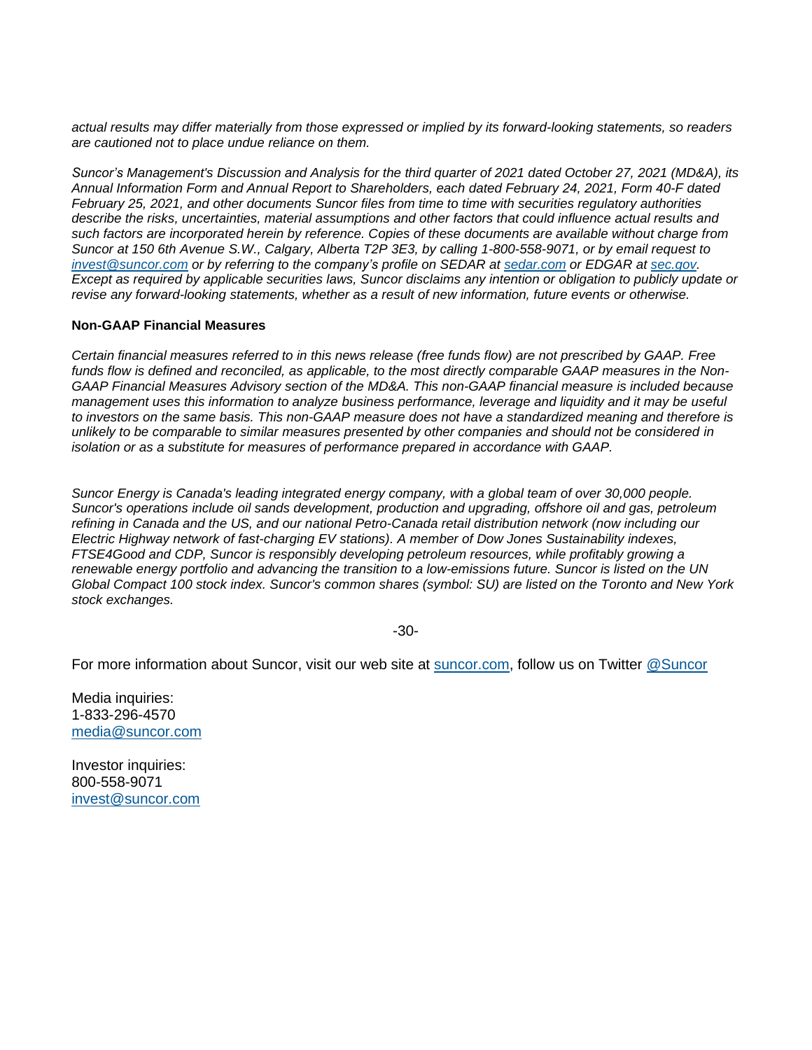*actual results may differ materially from those expressed or implied by its forward-looking statements, so readers are cautioned not to place undue reliance on them.*

*Suncor's Management's Discussion and Analysis for the third quarter of 2021 dated October 27, 2021 (MD&A), its Annual Information Form and Annual Report to Shareholders, each dated February 24, 2021, Form 40-F dated February 25, 2021, and other documents Suncor files from time to time with securities regulatory authorities describe the risks, uncertainties, material assumptions and other factors that could influence actual results and such factors are incorporated herein by reference. Copies of these documents are available without charge from Suncor at 150 6th Avenue S.W., Calgary, Alberta T2P 3E3, by calling 1-800-558-9071, or by email request to [invest@suncor.com](mailto:invest@suncor.com) or by referring to the company's profile on SEDAR at [sedar.com](http://sedar.com) or EDGAR at [sec.gov](http://sec.gov). Except as required by applicable securities laws, Suncor disclaims any intention or obligation to publicly update or revise any forward-looking statements, whether as a result of new information, future events or otherwise.*

**Non-GAAP Financial Measures**

*Certain financial measures referred to in this news release (free funds flow) are not prescribed by GAAP. Free funds flow is defined and reconciled, as applicable, to the most directly comparable GAAP measures in the Non-GAAP Financial Measures Advisory section of the MD&A. This non-GAAP financial measure is included because management uses this information to analyze business performance, leverage and liquidity and it may be useful to investors on the same basis. This non-GAAP measure does not have a standardized meaning and therefore is unlikely to be comparable to similar measures presented by other companies and should not be considered in isolation or as a substitute for measures of performance prepared in accordance with GAAP.*

*Suncor Energy is Canada's leading integrated energy company, with a global team of over 30,000 people. Suncor's operations include oil sands development, production and upgrading, offshore oil and gas, petroleum refining in Canada and the US, and our national Petro-Canada retail distribution network (now including our Electric Highway network of fast-charging EV stations). A member of Dow Jones Sustainability indexes, FTSE4Good and CDP, Suncor is responsibly developing petroleum resources, while profitably growing a renewable energy portfolio and advancing the transition to a low-emissions future. Suncor is listed on the UN Global Compact 100 stock index. Suncor's common shares (symbol: SU) are listed on the Toronto and New York stock exchanges.*

-30-

For more information about Suncor, visit our web site at [suncor.com](http://suncor.com), follow us on Twitter [@Suncor](https://twitter.com/Suncor)

Media inquiries:
1-833-296-4570
[media@suncor.com](mailto:media@suncor.com)

Investor inquiries:
800-558-9071
[invest@suncor.com](mailto:invest@suncor.com)